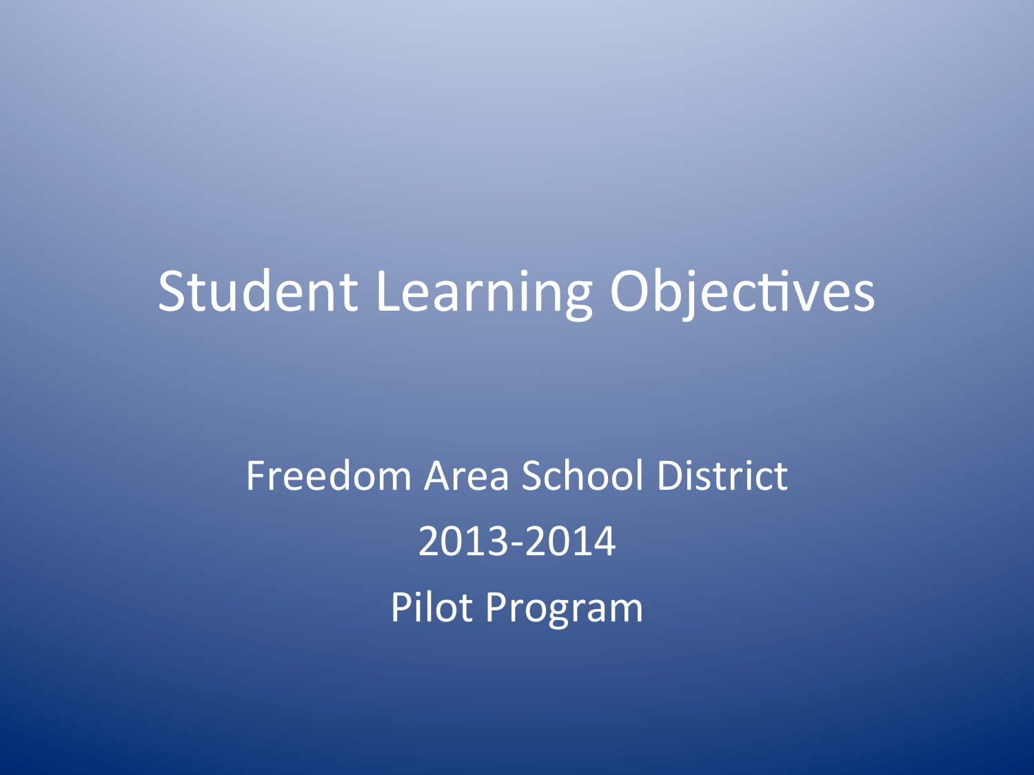# Student Learning Objectives

Freedom Area School District

2013-2014

Pilot Program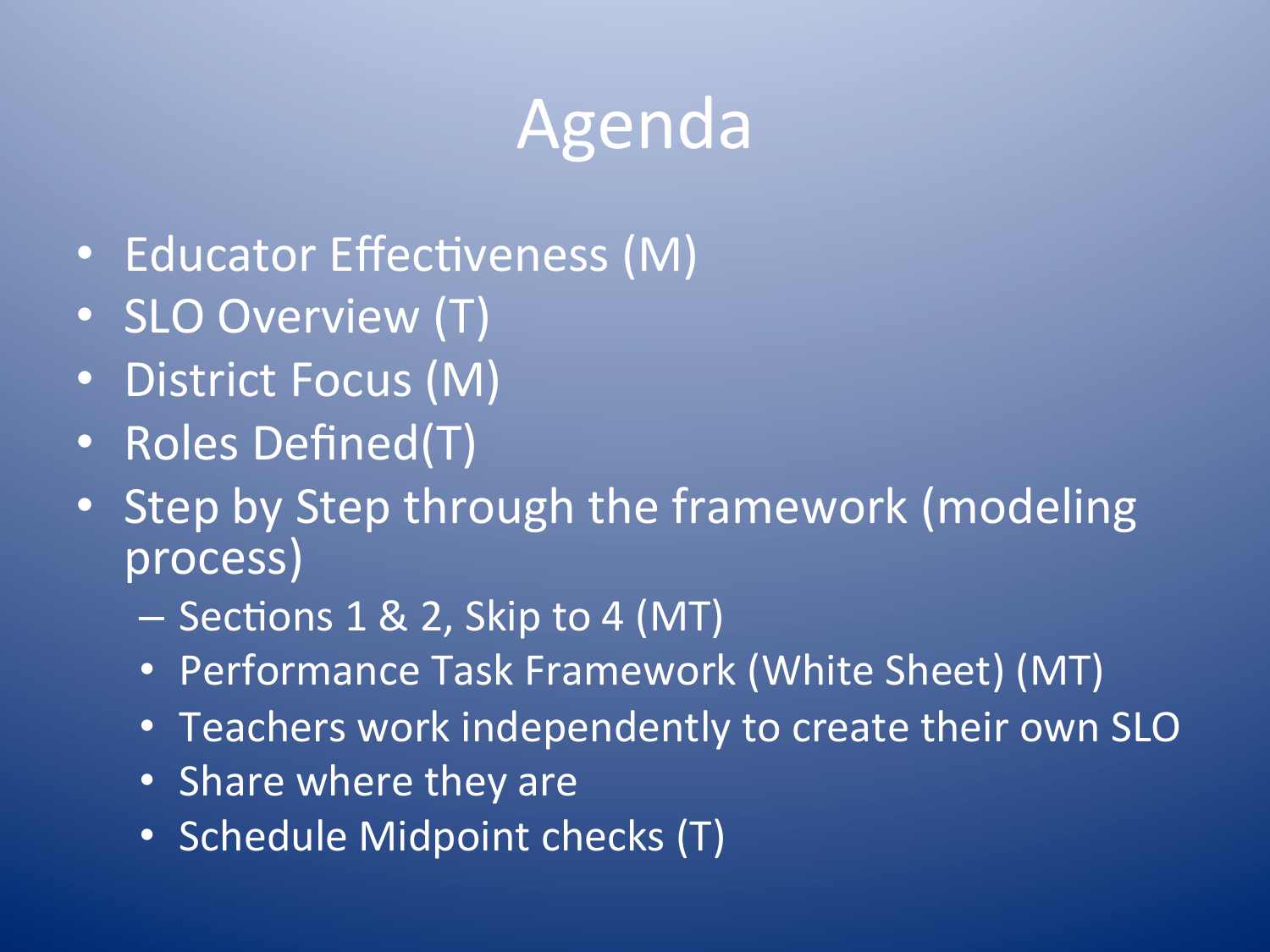# Agenda

- Educator Effectiveness (M)
- SLO Overview (T)
- District Focus (M)
- Roles Defined(T)
- Step by Step through the framework (modeling process)
  - Sections 1 & 2, Skip to 4 (MT)
  - Performance Task Framework (White Sheet) (MT)
  - Teachers work independently to create their own SLO
  - Share where they are
  - Schedule Midpoint checks (T)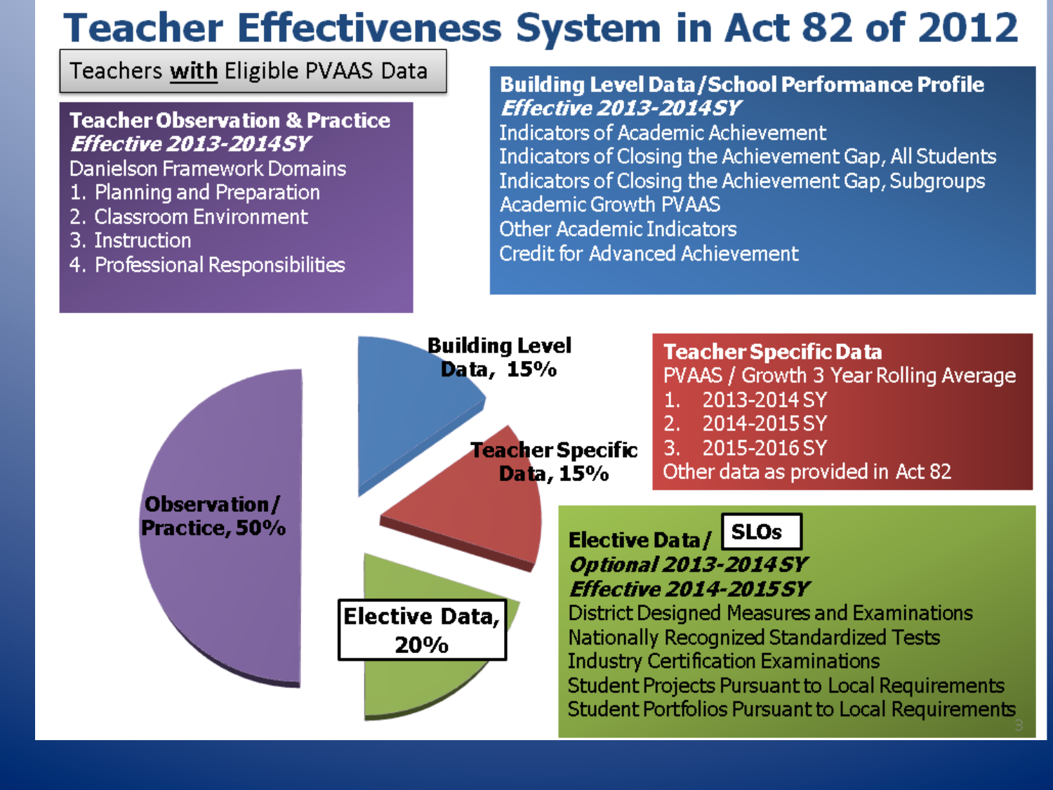# Teacher Effectiveness System in Act 82 of 2012

Teachers **with** Eligible PVAAS Data

**Teacher Observation & Practice**
***Effective 2013-2014SY***
Danielson Framework Domains
1. Planning and Preparation
2. Classroom Environment
3. Instruction
4. Professional Responsibilities

**Building Level Data/School Performance Profile**
***Effective 2013-2014SY***
Indicators of Academic Achievement
Indicators of Closing the Achievement Gap, All Students
Indicators of Closing the Achievement Gap, Subgroups
Academic Growth PVAAS
Other Academic Indicators
Credit for Advanced Achievement

- Observation/Practice, 50%
- Building Level Data, 15%
- Teacher Specific Data, 15%
- Elective Data, 20%

**Teacher Specific Data**
PVAAS / Growth 3 Year Rolling Average
1. 2013-2014 SY
2. 2014-2015 SY
3. 2015-2016 SY

Other data as provided in Act 82

**Elective Data/ SLOs**
***Optional 2013-2014SY***
***Effective 2014-2015SY***
District Designed Measures and Examinations
Nationally Recognized Standardized Tests
Industry Certification Examinations
Student Projects Pursuant to Local Requirements
Student Portfolios Pursuant to Local Requirements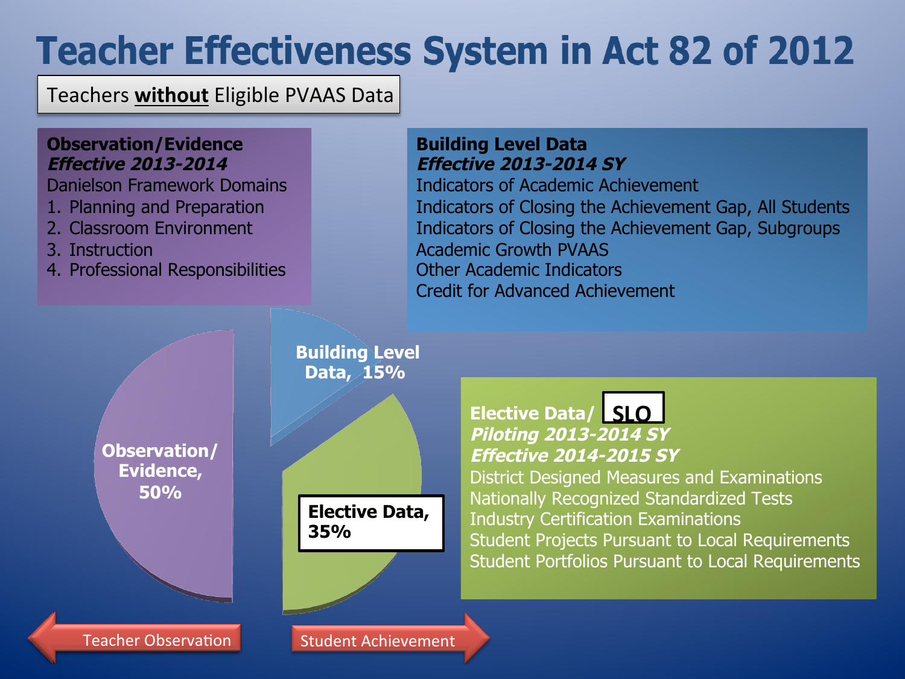# Teacher Effectiveness System in Act 82 of 2012

Teachers **without** Eligible PVAAS Data

**Observation/Evidence**
***Effective 2013-2014***
Danielson Framework Domains
1. Planning and Preparation
2. Classroom Environment
3. Instruction
4. Professional Responsibilities

**Building Level Data**
***Effective 2013-2014 SY***
Indicators of Academic Achievement
Indicators of Closing the Achievement Gap, All Students
Indicators of Closing the Achievement Gap, Subgroups
Academic Growth PVAAS
Other Academic Indicators
Credit for Advanced Achievement

**Building Level Data, 15%**

**Observation/ Evidence, 50%**

**Elective Data, 35%**

**Elective Data/ SLO**
***Piloting 2013-2014 SY***
***Effective 2014-2015 SY***
District Designed Measures and Examinations
Nationally Recognized Standardized Tests
Industry Certification Examinations
Student Projects Pursuant to Local Requirements
Student Portfolios Pursuant to Local Requirements

Teacher Observation

Student Achievement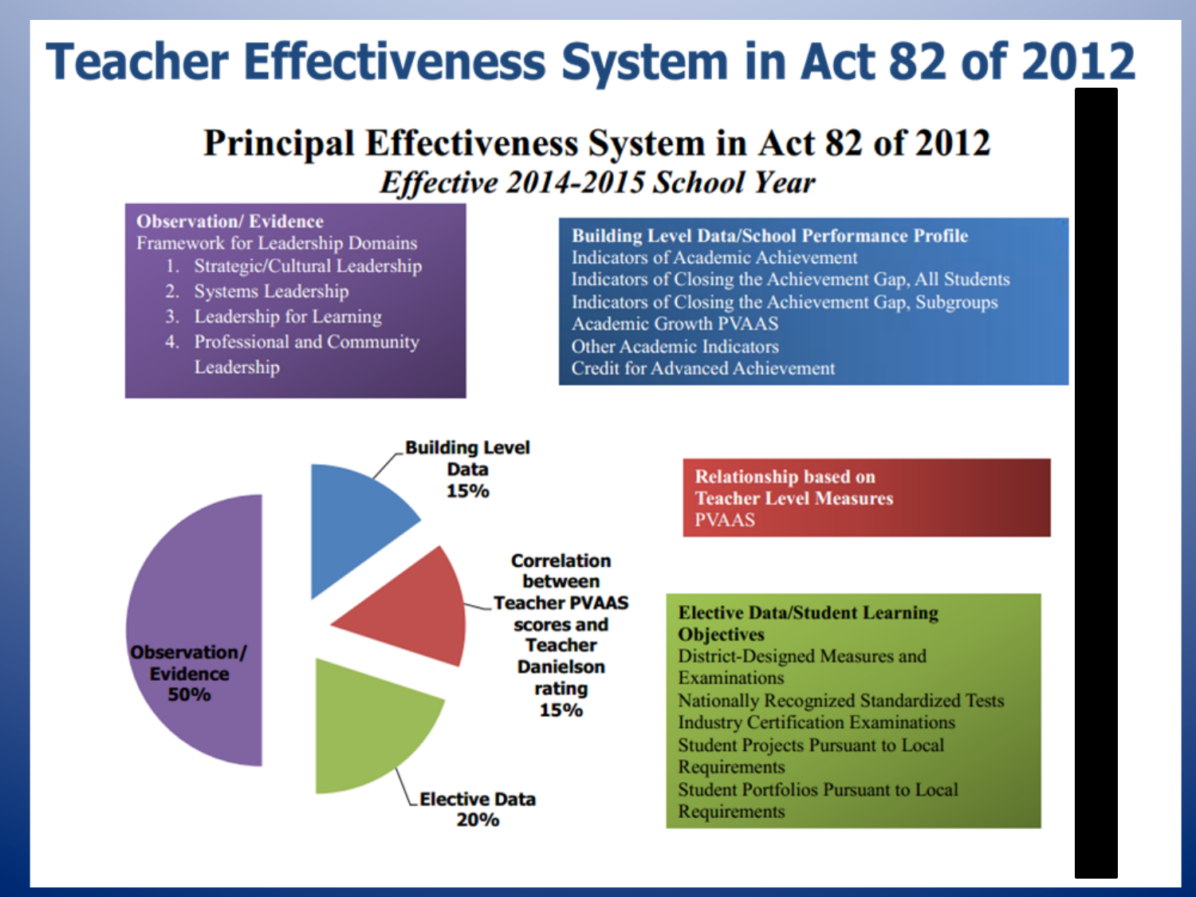# Teacher Effectiveness System in Act 82 of 2012

## Principal Effectiveness System in Act 82 of 2012

***Effective 2014-2015 School Year***

**Observation/ Evidence**
Framework for Leadership Domains

1. Strategic/Cultural Leadership
2. Systems Leadership
3. Leadership for Learning
4. Professional and Community Leadership

**Building Level Data/School Performance Profile**
Indicators of Academic Achievement
Indicators of Closing the Achievement Gap, All Students
Indicators of Closing the Achievement Gap, Subgroups
Academic Growth PVAAS
Other Academic Indicators
Credit for Advanced Achievement

**Building Level Data 15%**

**Correlation between Teacher PVAAS scores and Teacher Danielson rating 15%**

**Observation/ Evidence 50%**

**Elective Data 20%**

**Relationship based on Teacher Level Measures**
PVAAS

**Elective Data/Student Learning Objectives**
District-Designed Measures and Examinations
Nationally Recognized Standardized Tests
Industry Certification Examinations
Student Projects Pursuant to Local Requirements
Student Portfolios Pursuant to Local Requirements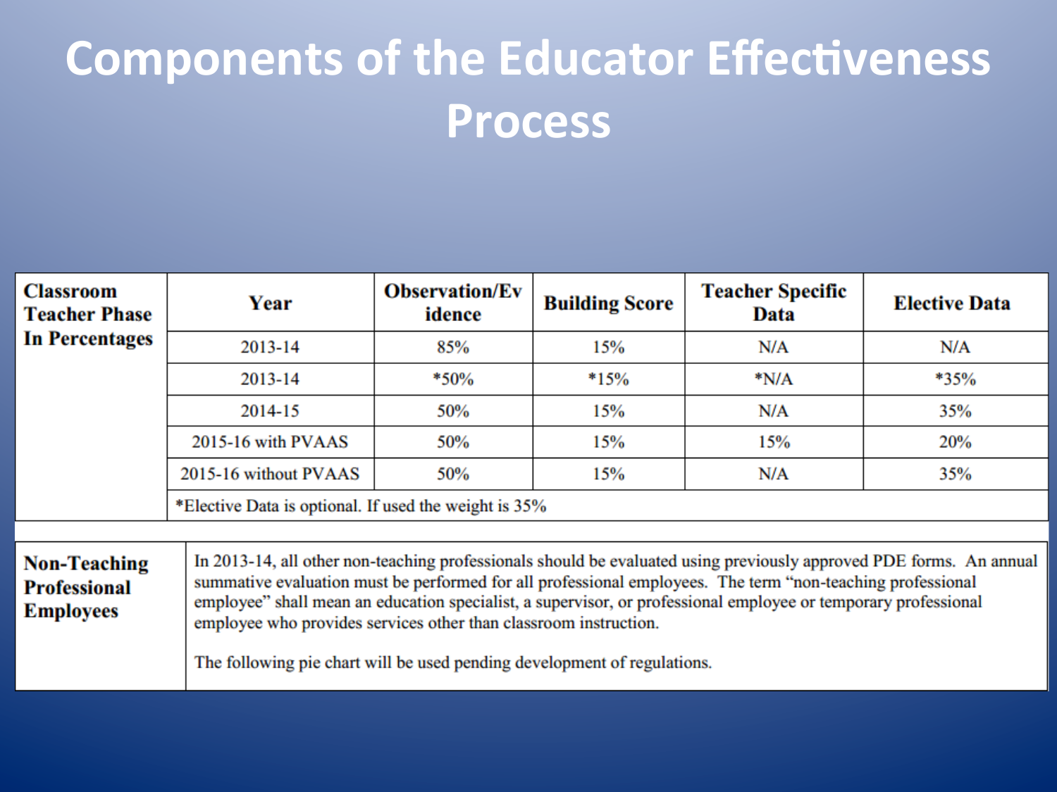# Components of the Educator Effectiveness Process

| Classroom Teacher Phase In Percentages | Year | Observation/Evidence | Building Score | Teacher Specific Data | Elective Data |
| --- | --- | --- | --- | --- | --- |
| | 2013-14 | 85% | 15% | N/A | N/A |
| | 2013-14 | *50% | *15% | *N/A | *35% |
| | 2014-15 | 50% | 15% | N/A | 35% |
| | 2015-16 with PVAAS | 50% | 15% | 15% | 20% |
| | 2015-16 without PVAAS | 50% | 15% | N/A | 35% |
| | *Elective Data is optional. If used the weight is 35% | | | | |

| Non-Teaching Professional Employees | In 2013-14, all other non-teaching professionals should be evaluated using previously approved PDE forms. An annual summative evaluation must be performed for all professional employees. The term "non-teaching professional employee" shall mean an education specialist, a supervisor, or professional employee or temporary professional employee who provides services other than classroom instruction.<br><br>The following pie chart will be used pending development of regulations. |
| --- | --- |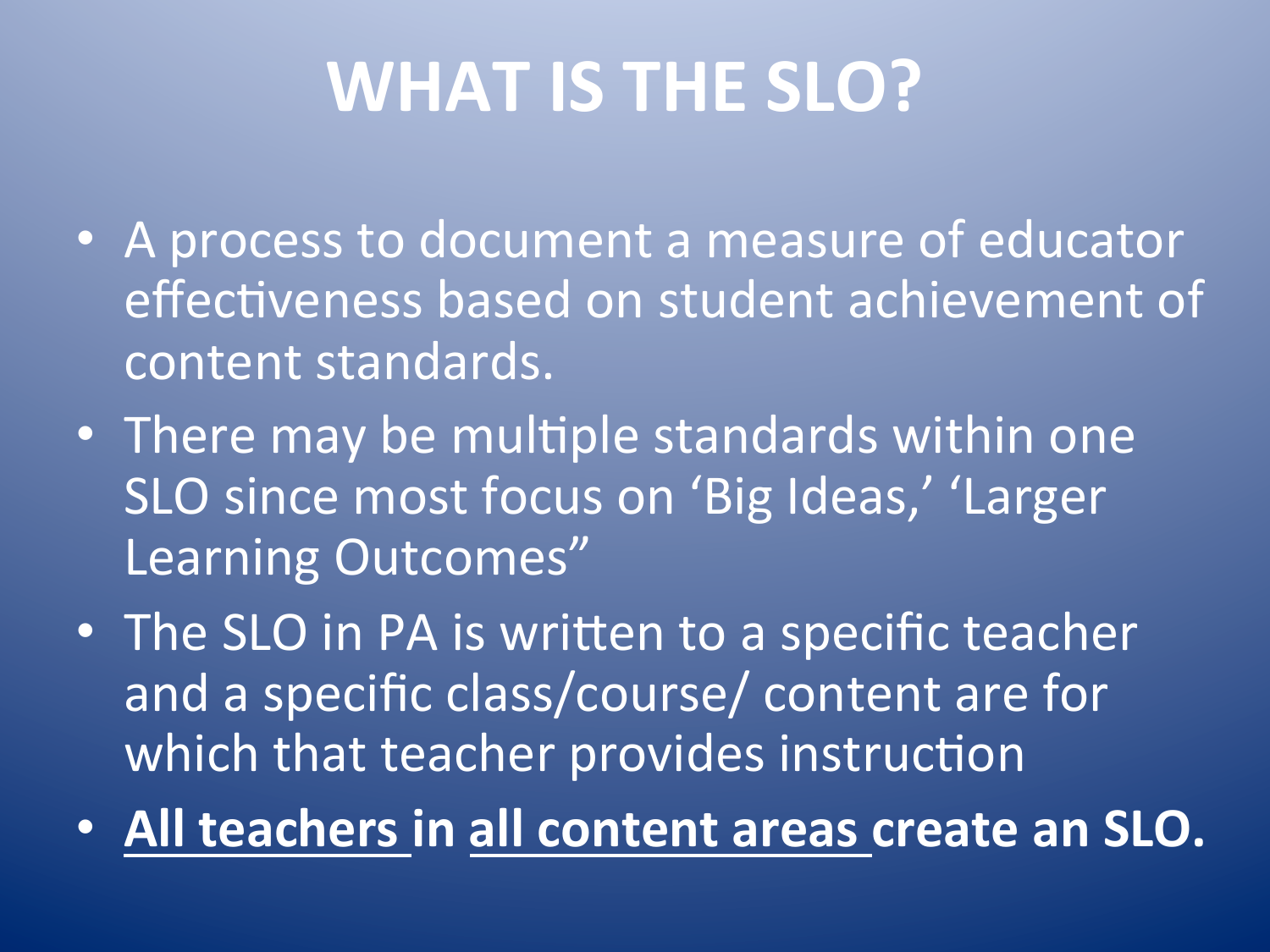# WHAT IS THE SLO?

- A process to document a measure of educator effectiveness based on student achievement of content standards.
- There may be multiple standards within one SLO since most focus on 'Big Ideas,' 'Larger Learning Outcomes"
- The SLO in PA is written to a specific teacher and a specific class/course/ content are for which that teacher provides instruction
- **<u>All teachers</u> in <u>all content areas</u> create an SLO.**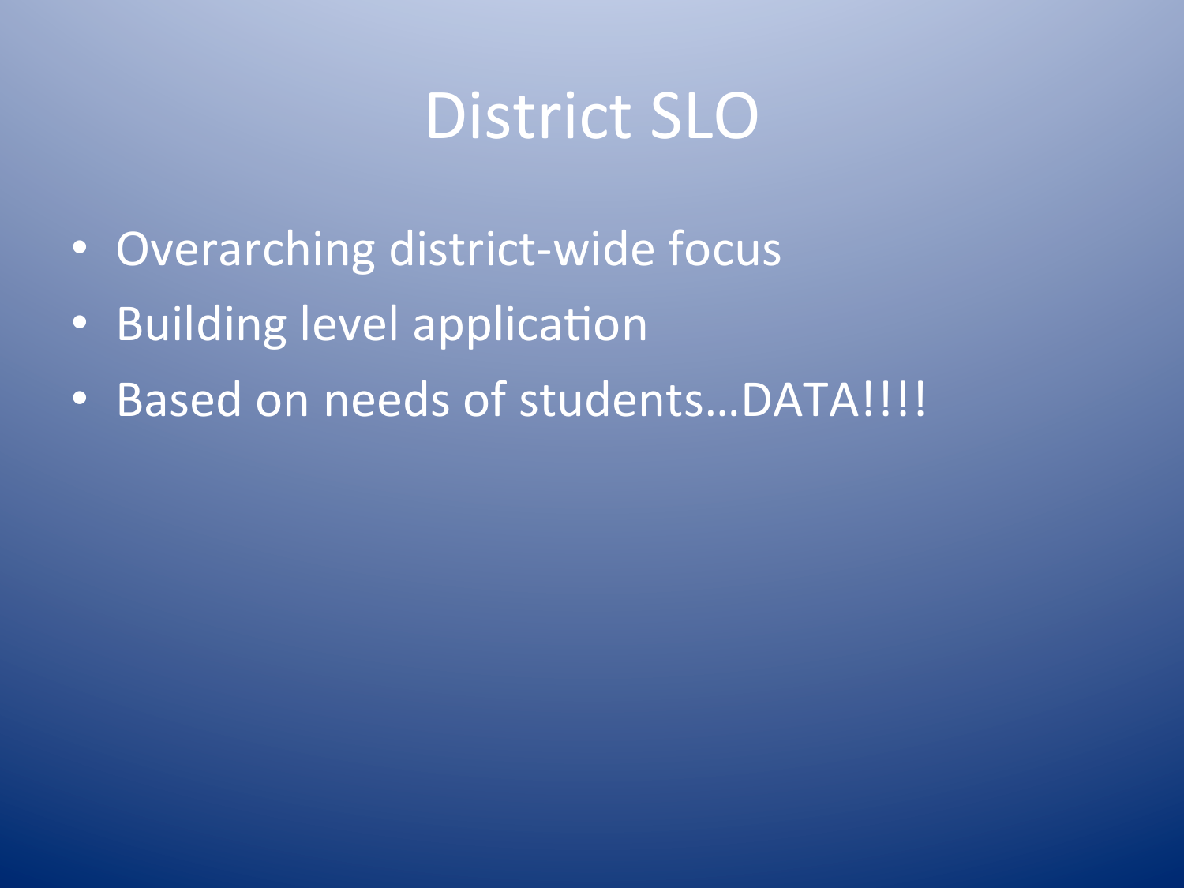# District SLO

- Overarching district-wide focus
- Building level application
- Based on needs of students…DATA!!!!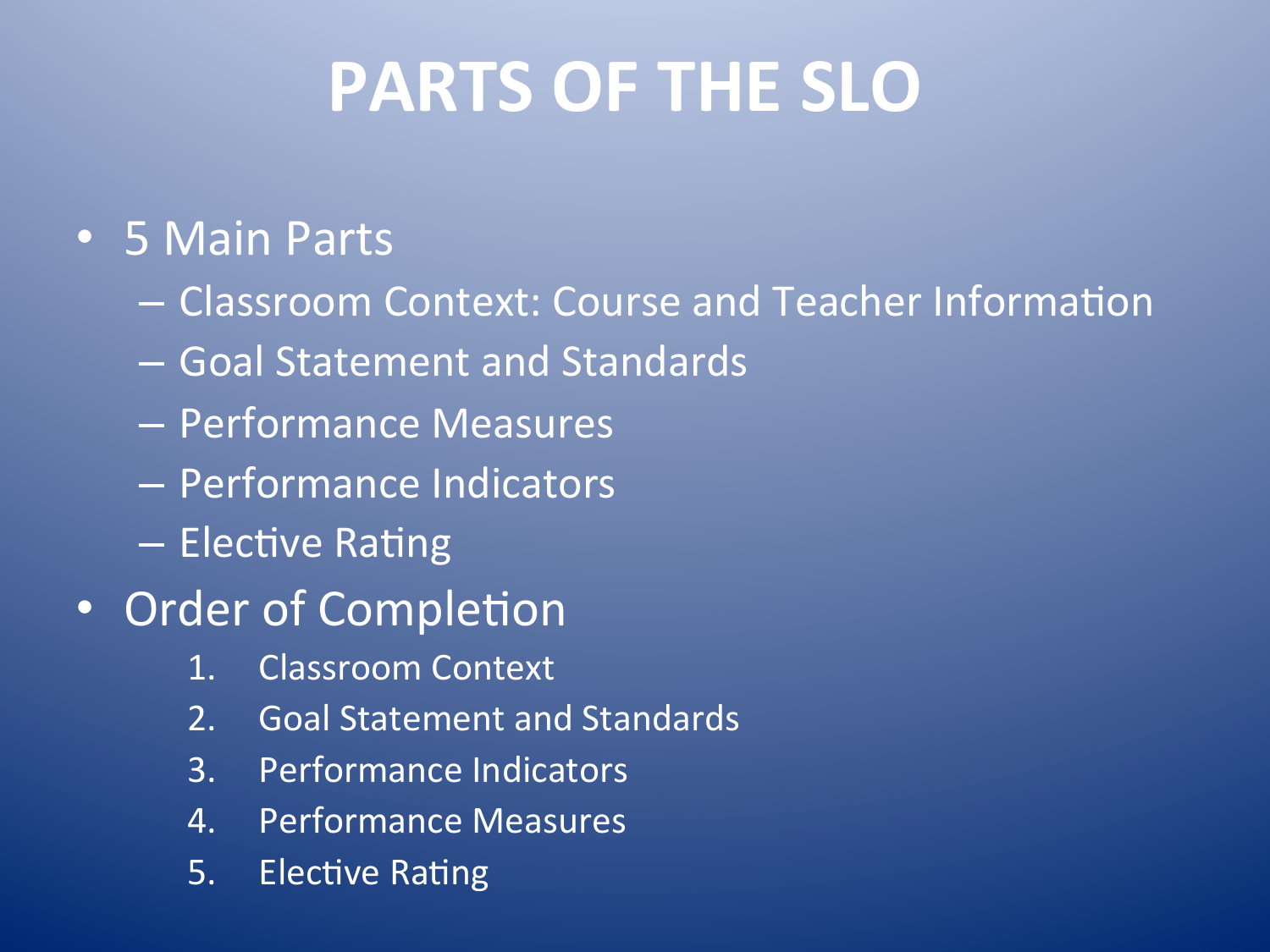# PARTS OF THE SLO

- 5 Main Parts
  - Classroom Context: Course and Teacher Information
  - Goal Statement and Standards
  - Performance Measures
  - Performance Indicators
  - Elective Rating
- Order of Completion
  1. Classroom Context
  2. Goal Statement and Standards
  3. Performance Indicators
  4. Performance Measures
  5. Elective Rating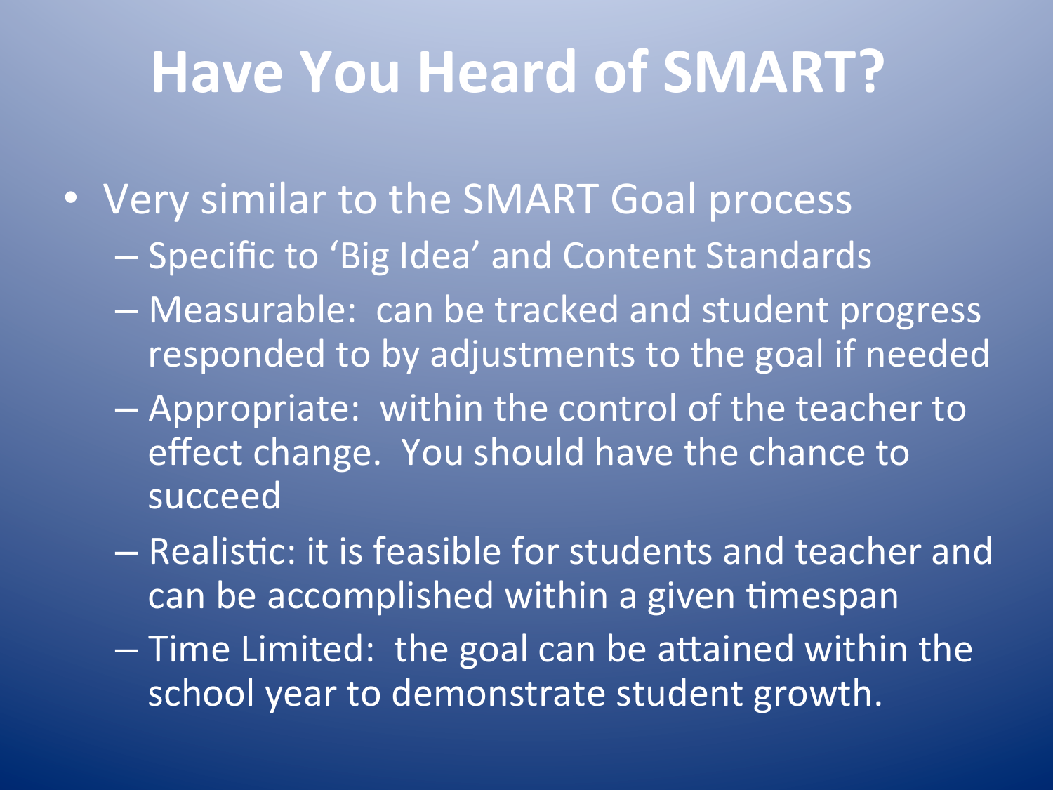# Have You Heard of SMART?

- Very similar to the SMART Goal process
  - Specific to 'Big Idea' and Content Standards
  - Measurable: can be tracked and student progress responded to by adjustments to the goal if needed
  - Appropriate: within the control of the teacher to effect change. You should have the chance to succeed
  - Realistic: it is feasible for students and teacher and can be accomplished within a given timespan
  - Time Limited: the goal can be attained within the school year to demonstrate student growth.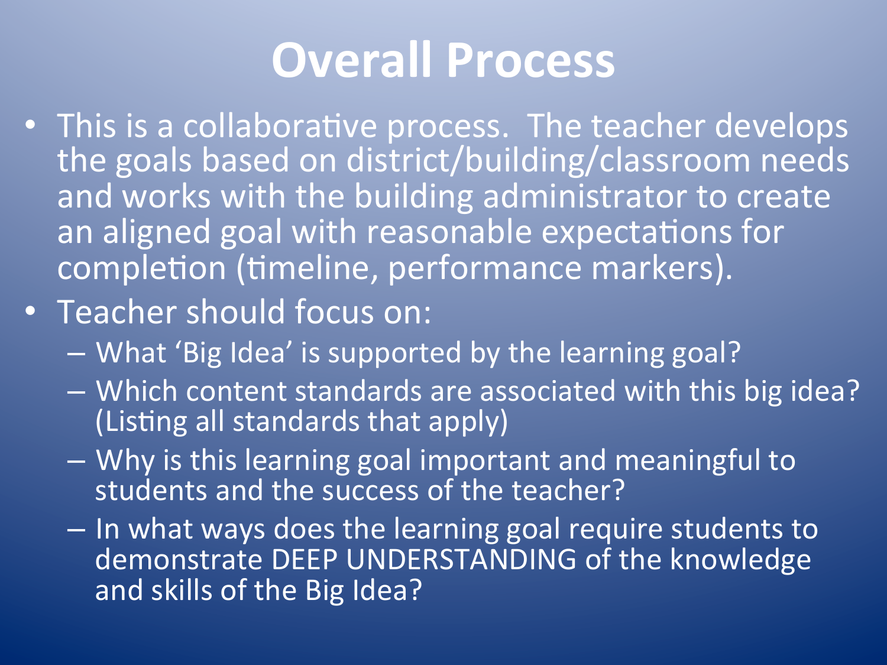# Overall Process

- This is a collaborative process. The teacher develops the goals based on district/building/classroom needs and works with the building administrator to create an aligned goal with reasonable expectations for completion (timeline, performance markers).
- Teacher should focus on:
  - What 'Big Idea' is supported by the learning goal?
  - Which content standards are associated with this big idea? (Listing all standards that apply)
  - Why is this learning goal important and meaningful to students and the success of the teacher?
  - In what ways does the learning goal require students to demonstrate DEEP UNDERSTANDING of the knowledge and skills of the Big Idea?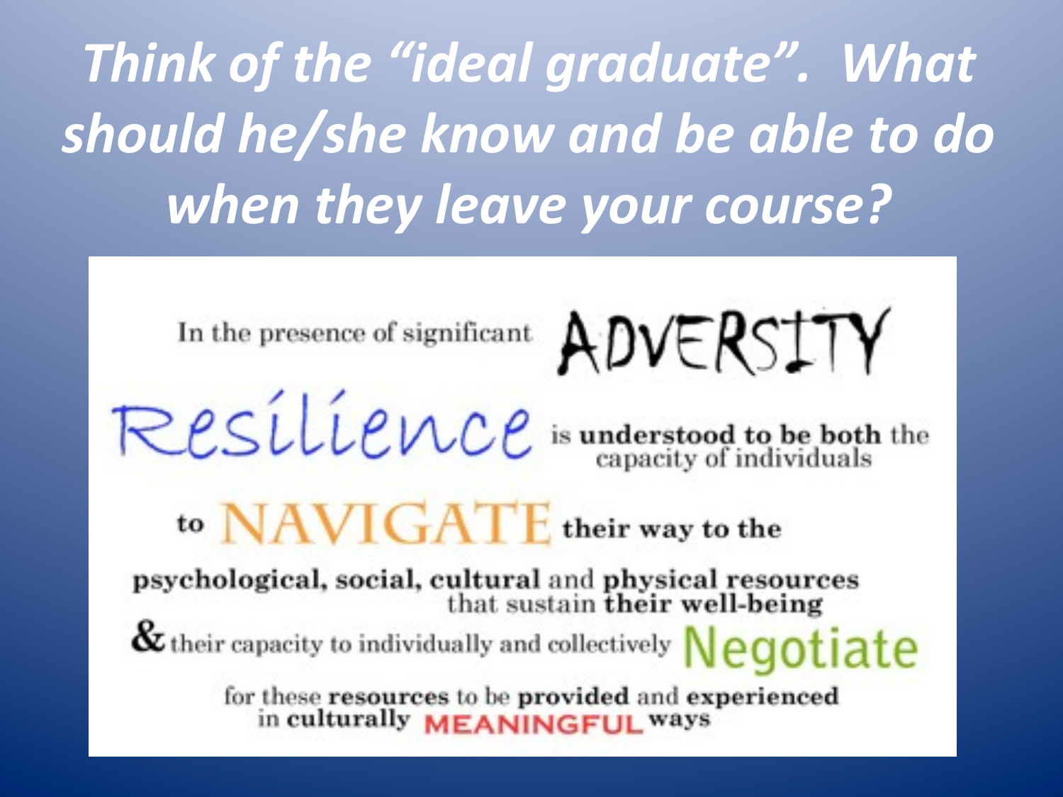# *Think of the "ideal graduate". What should he/she know and be able to do when they leave your course?*

In the presence of significant ADVERSITY

Resilience **is understood to be both** the capacity of individuals

to NAVIGATE **their way to the**

**psychological, social, cultural** and **physical resources** that sustain **their well-being**

& their capacity to individually and collectively Negotiate

for these **resources** to be **provided** and **experienced** in **culturally** MEANINGFUL **ways**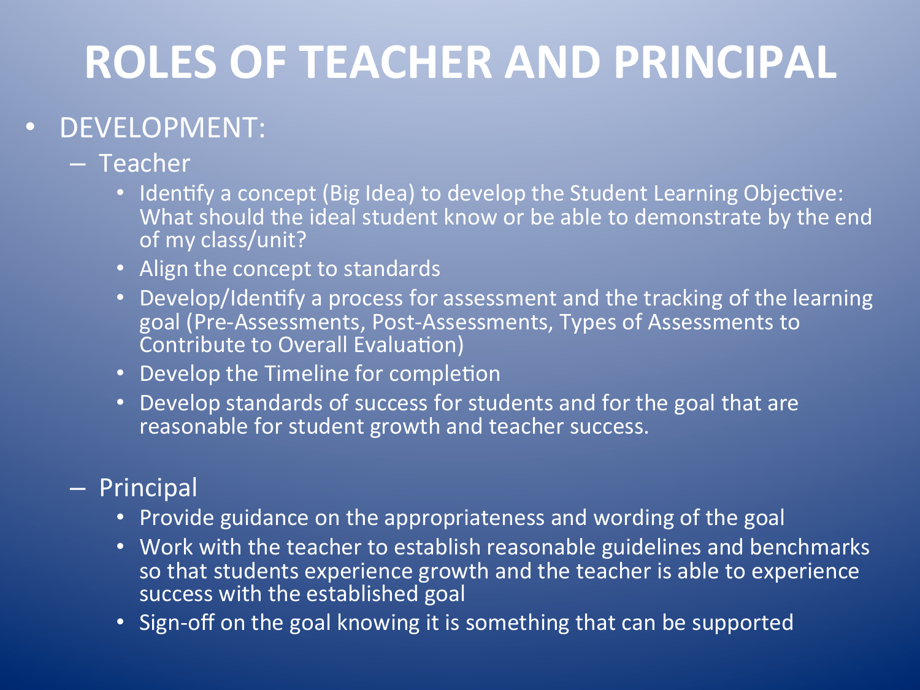# ROLES OF TEACHER AND PRINCIPAL

- DEVELOPMENT:
  - Teacher
    - Identify a concept (Big Idea) to develop the Student Learning Objective: What should the ideal student know or be able to demonstrate by the end of my class/unit?
    - Align the concept to standards
    - Develop/Identify a process for assessment and the tracking of the learning goal (Pre-Assessments, Post-Assessments, Types of Assessments to Contribute to Overall Evaluation)
    - Develop the Timeline for completion
    - Develop standards of success for students and for the goal that are reasonable for student growth and teacher success.
  - Principal
    - Provide guidance on the appropriateness and wording of the goal
    - Work with the teacher to establish reasonable guidelines and benchmarks so that students experience growth and the teacher is able to experience success with the established goal
    - Sign-off on the goal knowing it is something that can be supported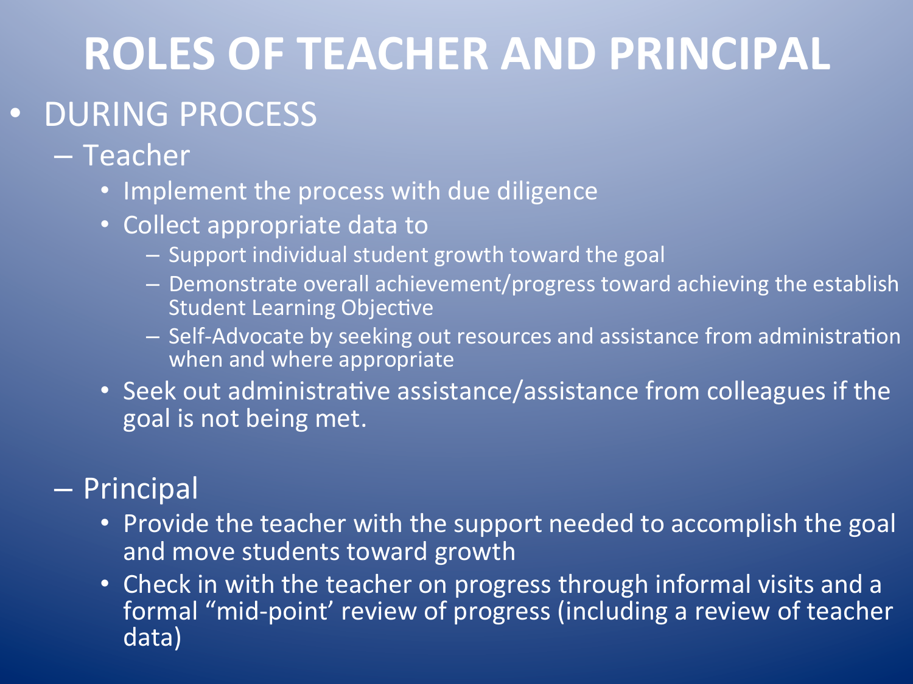# ROLES OF TEACHER AND PRINCIPAL

- DURING PROCESS
  - Teacher
    - Implement the process with due diligence
    - Collect appropriate data to
      - Support individual student growth toward the goal
      - Demonstrate overall achievement/progress toward achieving the establish Student Learning Objective
      - Self-Advocate by seeking out resources and assistance from administration when and where appropriate
    - Seek out administrative assistance/assistance from colleagues if the goal is not being met.
  - Principal
    - Provide the teacher with the support needed to accomplish the goal and move students toward growth
    - Check in with the teacher on progress through informal visits and a formal "mid-point' review of progress (including a review of teacher data)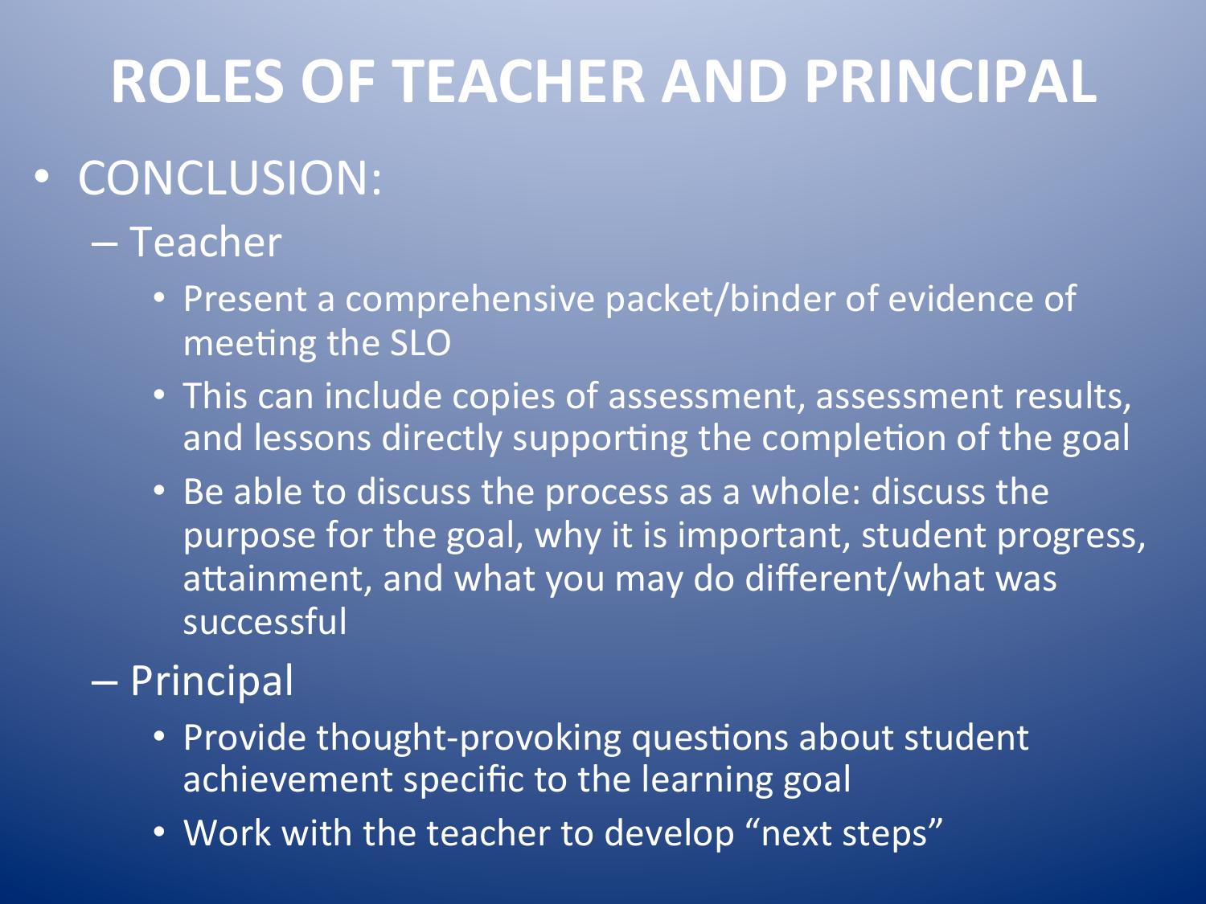# ROLES OF TEACHER AND PRINCIPAL

- CONCLUSION:
  - Teacher
    - Present a comprehensive packet/binder of evidence of meeting the SLO
    - This can include copies of assessment, assessment results, and lessons directly supporting the completion of the goal
    - Be able to discuss the process as a whole: discuss the purpose for the goal, why it is important, student progress, attainment, and what you may do different/what was successful
  - Principal
    - Provide thought-provoking questions about student achievement specific to the learning goal
    - Work with the teacher to develop "next steps"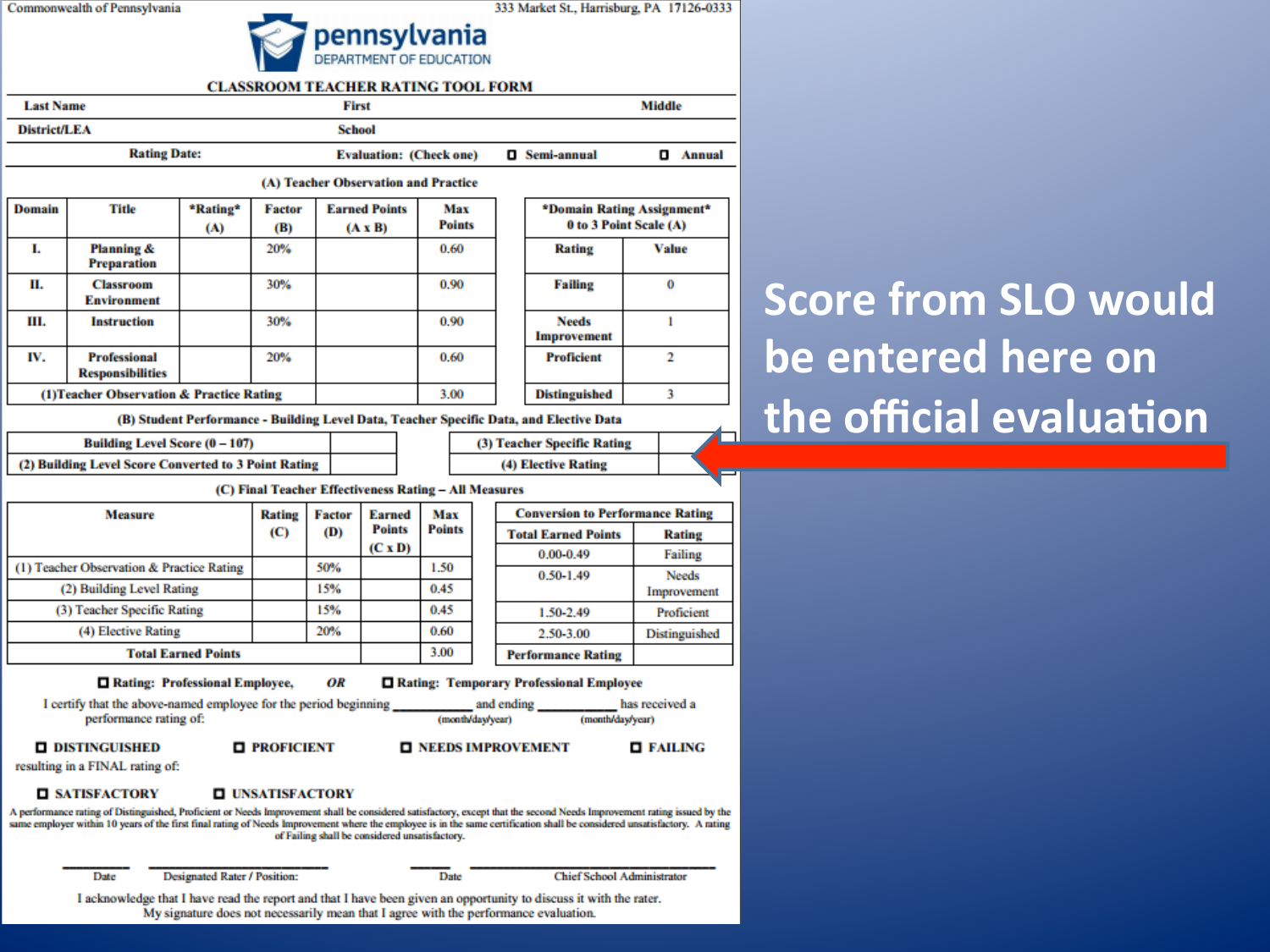Commonwealth of Pennsylvania

333 Market St., Harrisburg, PA 17126-0333

pennsylvania
DEPARTMENT OF EDUCATION

## CLASSROOM TEACHER RATING TOOL FORM

| Last Name | First | Middle |
|---|---|---|
| District/LEA | School | |

Rating Date: Evaluation: (Check one) ☐ Semi-annual ☐ Annual

### (A) Teacher Observation and Practice

| Domain | Title | *Rating* (A) | Factor (B) | Earned Points (A x B) | Max Points |
|---|---|---|---|---|---|
| I. | Planning & Preparation | | 20% | | 0.60 |
| II. | Classroom Environment | | 30% | | 0.90 |
| III. | Instruction | | 30% | | 0.90 |
| IV. | Professional Responsibilities | | 20% | | 0.60 |
| (1)Teacher Observation & Practice Rating | | | | | 3.00 |

| *Domain Rating Assignment* 0 to 3 Point Scale (A) | |
|---|---|
| Rating | Value |
| Failing | 0 |
| Needs Improvement | 1 |
| Proficient | 2 |
| Distinguished | 3 |

### (B) Student Performance - Building Level Data, Teacher Specific Data, and Elective Data

| Building Level Score (0 – 107) | |
|---|---|
| (2) Building Level Score Converted to 3 Point Rating | |

| (3) Teacher Specific Rating | |
|---|---|
| (4) Elective Rating | |

### (C) Final Teacher Effectiveness Rating – All Measures

| Measure | Rating (C) | Factor (D) | Earned Points (C x D) | Max Points |
|---|---|---|---|---|
| (1) Teacher Observation & Practice Rating | | 50% | | 1.50 |
| (2) Building Level Rating | | 15% | | 0.45 |
| (3) Teacher Specific Rating | | 15% | | 0.45 |
| (4) Elective Rating | | 20% | | 0.60 |
| Total Earned Points | | | | 3.00 |

| Conversion to Performance Rating | |
|---|---|
| Total Earned Points | Rating |
| 0.00-0.49 | Failing |
| 0.50-1.49 | Needs Improvement |
| 1.50-2.49 | Proficient |
| 2.50-3.00 | Distinguished |
| Performance Rating | |

☐ Rating: Professional Employee, *OR* ☐ Rating: Temporary Professional Employee

I certify that the above-named employee for the period beginning __________ (month/day/year) and ending __________ (month/day/year) has received a performance rating of:

☐ DISTINGUISHED ☐ PROFICIENT ☐ NEEDS IMPROVEMENT ☐ FAILING

resulting in a FINAL rating of:

☐ SATISFACTORY ☐ UNSATISFACTORY

A performance rating of Distinguished, Proficient or Needs Improvement shall be considered satisfactory, except that the second Needs Improvement rating issued by the same employer within 10 years of the first final rating of Needs Improvement where the employee is in the same certification shall be considered unsatisfactory. A rating of Failing shall be considered unsatisfactory.

Date ______ Designated Rater / Position: ______ Date ______ Chief School Administrator ______

I acknowledge that I have read the report and that I have been given an opportunity to discuss it with the rater. My signature does not necessarily mean that I agree with the performance evaluation.

**Score from SLO would be entered here on the official evaluation**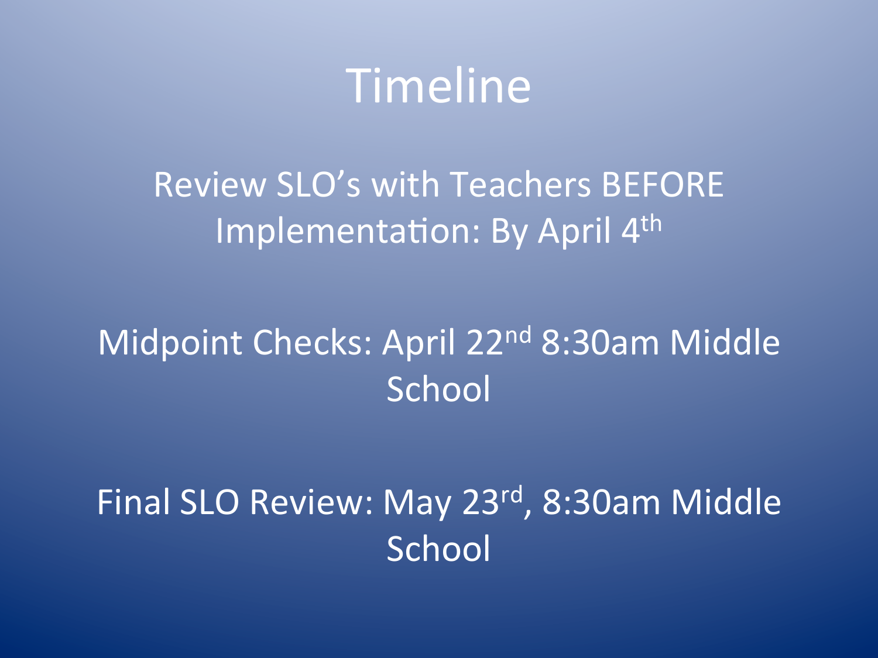# Timeline

Review SLO's with Teachers BEFORE Implementation: By April 4th

Midpoint Checks: April 22nd 8:30am Middle School

Final SLO Review: May 23rd, 8:30am Middle School